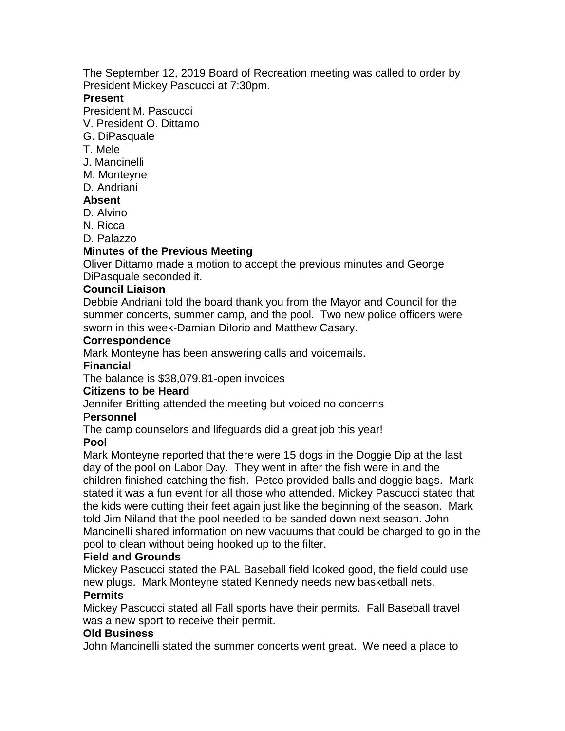The September 12, 2019 Board of Recreation meeting was called to order by President Mickey Pascucci at 7:30pm.

**Present**

President M. Pascucci
V. President O. Dittamo
G. DiPasquale
T. Mele
J. Mancinelli
M. Monteyne
D. Andriani

**Absent**

D. Alvino
N. Ricca
D. Palazzo

**Minutes of the Previous Meeting**

Oliver Dittamo made a motion to accept the previous minutes and George DiPasquale seconded it.

**Council Liaison**

Debbie Andriani told the board thank you from the Mayor and Council for the summer concerts, summer camp, and the pool. Two new police officers were sworn in this week-Damian DiIorio and Matthew Casary.

**Correspondence**

Mark Monteyne has been answering calls and voicemails.

**Financial**

The balance is $38,079.81-open invoices

**Citizens to be Heard**

Jennifer Britting attended the meeting but voiced no concerns

P**ersonnel**

The camp counselors and lifeguards did a great job this year!

**Pool**

Mark Monteyne reported that there were 15 dogs in the Doggie Dip at the last day of the pool on Labor Day. They went in after the fish were in and the children finished catching the fish. Petco provided balls and doggie bags. Mark stated it was a fun event for all those who attended. Mickey Pascucci stated that the kids were cutting their feet again just like the beginning of the season. Mark told Jim Niland that the pool needed to be sanded down next season. John Mancinelli shared information on new vacuums that could be charged to go in the pool to clean without being hooked up to the filter.

**Field and Grounds**

Mickey Pascucci stated the PAL Baseball field looked good, the field could use new plugs. Mark Monteyne stated Kennedy needs new basketball nets.

**Permits**

Mickey Pascucci stated all Fall sports have their permits. Fall Baseball travel was a new sport to receive their permit.

**Old Business**

John Mancinelli stated the summer concerts went great. We need a place to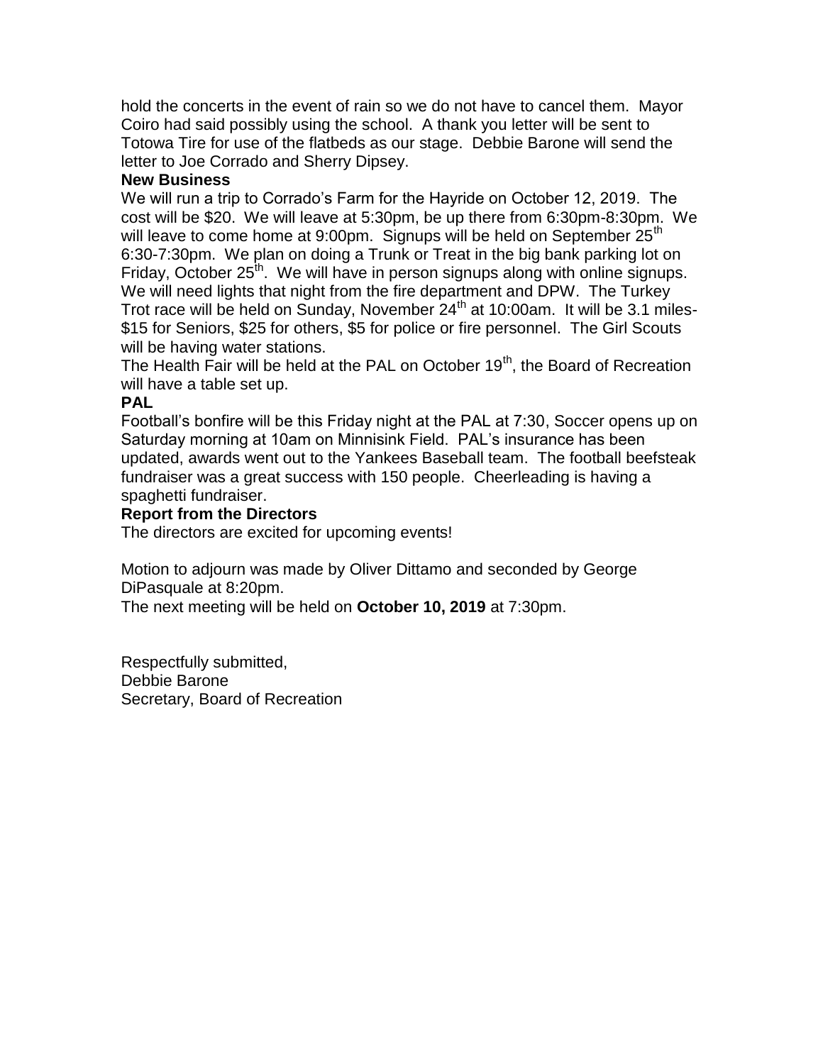hold the concerts in the event of rain so we do not have to cancel them. Mayor Coiro had said possibly using the school. A thank you letter will be sent to Totowa Tire for use of the flatbeds as our stage. Debbie Barone will send the letter to Joe Corrado and Sherry Dipsey.

**New Business**

We will run a trip to Corrado's Farm for the Hayride on October 12, 2019. The cost will be $20. We will leave at 5:30pm, be up there from 6:30pm-8:30pm. We will leave to come home at 9:00pm. Signups will be held on September 25th 6:30-7:30pm. We plan on doing a Trunk or Treat in the big bank parking lot on Friday, October 25th. We will have in person signups along with online signups. We will need lights that night from the fire department and DPW. The Turkey Trot race will be held on Sunday, November 24th at 10:00am. It will be 3.1 miles- $15 for Seniors, $25 for others, $5 for police or fire personnel. The Girl Scouts will be having water stations.

The Health Fair will be held at the PAL on October 19th, the Board of Recreation will have a table set up.

**PAL**

Football's bonfire will be this Friday night at the PAL at 7:30, Soccer opens up on Saturday morning at 10am on Minnisink Field. PAL's insurance has been updated, awards went out to the Yankees Baseball team. The football beefsteak fundraiser was a great success with 150 people. Cheerleading is having a spaghetti fundraiser.

**Report from the Directors**

The directors are excited for upcoming events!

Motion to adjourn was made by Oliver Dittamo and seconded by George DiPasquale at 8:20pm.

The next meeting will be held on **October 10, 2019** at 7:30pm.

Respectfully submitted,
Debbie Barone
Secretary, Board of Recreation